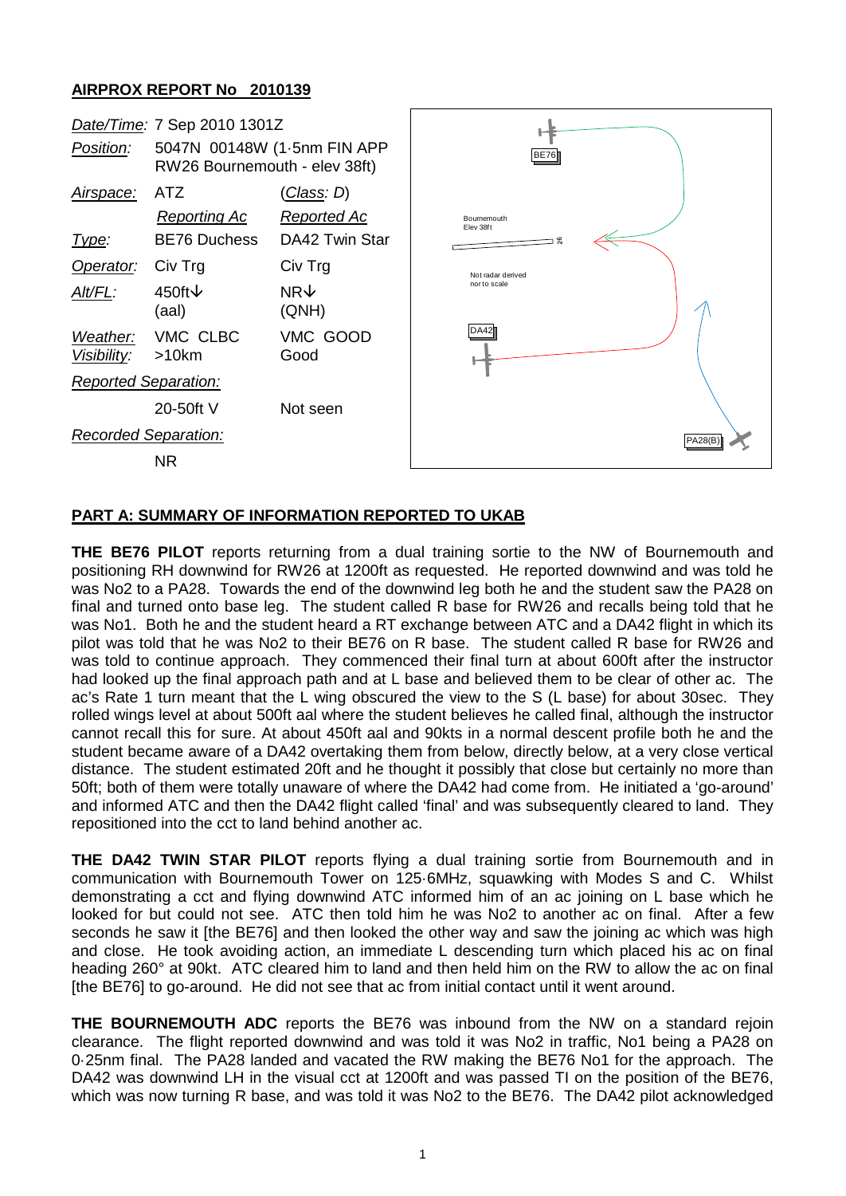## AIRPROX REPORT No 2010139

| | | |
|---|---|---|
| *Date/Time:* | 7 Sep 2010 1301Z | |
| *Position:* | 5047N 00148W (1·5nm FIN APP RW26 Bournemouth - elev 38ft) | |
| *Airspace:* | ATZ | (*Class*: D) |
| | *Reporting Ac* | *Reported Ac* |
| *Type:* | BE76 Duchess | DA42 Twin Star |
| *Operator:* | Civ Trg | Civ Trg |
| *Alt/FL:* | 450ft↓ (aal) | NR↓ (QNH) |
| *Weather:* | VMC CLBC | VMC GOOD |
| *Visibility:* | >10km | Good |
| *Reported Separation:* | | |
| | 20-50ft V | Not seen |
| *Recorded Separation:* | | |
| | NR | |

BE76

Bournemouth Elev 38ft

26

Not radar derived nor to scale

DA42

PA28(B)

## PART A: SUMMARY OF INFORMATION REPORTED TO UKAB

**THE BE76 PILOT** reports returning from a dual training sortie to the NW of Bournemouth and positioning RH downwind for RW26 at 1200ft as requested. He reported downwind and was told he was No2 to a PA28. Towards the end of the downwind leg both he and the student saw the PA28 on final and turned onto base leg. The student called R base for RW26 and recalls being told that he was No1. Both he and the student heard a RT exchange between ATC and a DA42 flight in which its pilot was told that he was No2 to their BE76 on R base. The student called R base for RW26 and was told to continue approach. They commenced their final turn at about 600ft after the instructor had looked up the final approach path and at L base and believed them to be clear of other ac. The ac's Rate 1 turn meant that the L wing obscured the view to the S (L base) for about 30sec. They rolled wings level at about 500ft aal where the student believes he called final, although the instructor cannot recall this for sure. At about 450ft aal and 90kts in a normal descent profile both he and the student became aware of a DA42 overtaking them from below, directly below, at a very close vertical distance. The student estimated 20ft and he thought it possibly that close but certainly no more than 50ft; both of them were totally unaware of where the DA42 had come from. He initiated a 'go-around' and informed ATC and then the DA42 flight called 'final' and was subsequently cleared to land. They repositioned into the cct to land behind another ac.

**THE DA42 TWIN STAR PILOT** reports flying a dual training sortie from Bournemouth and in communication with Bournemouth Tower on 125·6MHz, squawking with Modes S and C. Whilst demonstrating a cct and flying downwind ATC informed him of an ac joining on L base which he looked for but could not see. ATC then told him he was No2 to another ac on final. After a few seconds he saw it [the BE76] and then looked the other way and saw the joining ac which was high and close. He took avoiding action, an immediate L descending turn which placed his ac on final heading 260° at 90kt. ATC cleared him to land and then held him on the RW to allow the ac on final [the BE76] to go-around. He did not see that ac from initial contact until it went around.

**THE BOURNEMOUTH ADC** reports the BE76 was inbound from the NW on a standard rejoin clearance. The flight reported downwind and was told it was No2 in traffic, No1 being a PA28 on 0·25nm final. The PA28 landed and vacated the RW making the BE76 No1 for the approach. The DA42 was downwind LH in the visual cct at 1200ft and was passed TI on the position of the BE76, which was now turning R base, and was told it was No2 to the BE76. The DA42 pilot acknowledged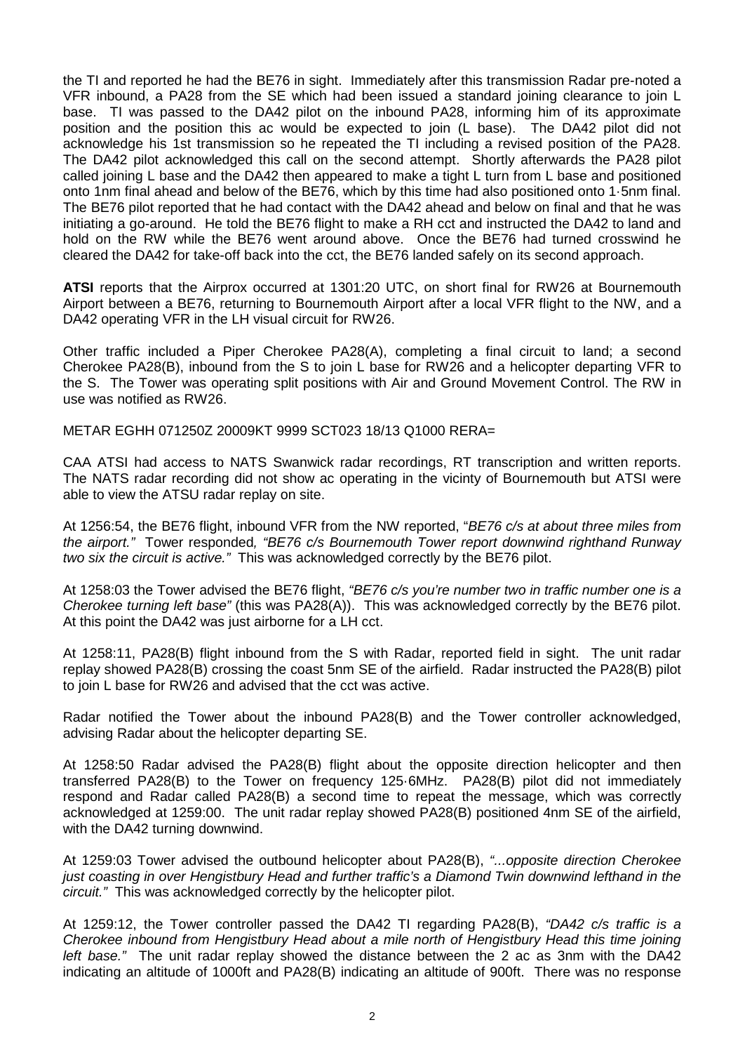the TI and reported he had the BE76 in sight. Immediately after this transmission Radar pre-noted a VFR inbound, a PA28 from the SE which had been issued a standard joining clearance to join L base. TI was passed to the DA42 pilot on the inbound PA28, informing him of its approximate position and the position this ac would be expected to join (L base). The DA42 pilot did not acknowledge his 1st transmission so he repeated the TI including a revised position of the PA28. The DA42 pilot acknowledged this call on the second attempt. Shortly afterwards the PA28 pilot called joining L base and the DA42 then appeared to make a tight L turn from L base and positioned onto 1nm final ahead and below of the BE76, which by this time had also positioned onto 1·5nm final. The BE76 pilot reported that he had contact with the DA42 ahead and below on final and that he was initiating a go-around. He told the BE76 flight to make a RH cct and instructed the DA42 to land and hold on the RW while the BE76 went around above. Once the BE76 had turned crosswind he cleared the DA42 for take-off back into the cct, the BE76 landed safely on its second approach.

**ATSI** reports that the Airprox occurred at 1301:20 UTC, on short final for RW26 at Bournemouth Airport between a BE76, returning to Bournemouth Airport after a local VFR flight to the NW, and a DA42 operating VFR in the LH visual circuit for RW26.

Other traffic included a Piper Cherokee PA28(A), completing a final circuit to land; a second Cherokee PA28(B), inbound from the S to join L base for RW26 and a helicopter departing VFR to the S. The Tower was operating split positions with Air and Ground Movement Control. The RW in use was notified as RW26.

METAR EGHH 071250Z 20009KT 9999 SCT023 18/13 Q1000 RERA=

CAA ATSI had access to NATS Swanwick radar recordings, RT transcription and written reports. The NATS radar recording did not show ac operating in the vicinity of Bournemouth but ATSI were able to view the ATSU radar replay on site.

At 1256:54, the BE76 flight, inbound VFR from the NW reported, "*BE76 c/s at about three miles from the airport.*" Tower responded*, "BE76 c/s Bournemouth Tower report downwind righthand Runway two six the circuit is active."* This was acknowledged correctly by the BE76 pilot.

At 1258:03 the Tower advised the BE76 flight, *"BE76 c/s you're number two in traffic number one is a Cherokee turning left base"* (this was PA28(A)). This was acknowledged correctly by the BE76 pilot. At this point the DA42 was just airborne for a LH cct.

At 1258:11, PA28(B) flight inbound from the S with Radar, reported field in sight. The unit radar replay showed PA28(B) crossing the coast 5nm SE of the airfield. Radar instructed the PA28(B) pilot to join L base for RW26 and advised that the cct was active.

Radar notified the Tower about the inbound PA28(B) and the Tower controller acknowledged, advising Radar about the helicopter departing SE.

At 1258:50 Radar advised the PA28(B) flight about the opposite direction helicopter and then transferred PA28(B) to the Tower on frequency 125·6MHz. PA28(B) pilot did not immediately respond and Radar called PA28(B) a second time to repeat the message, which was correctly acknowledged at 1259:00. The unit radar replay showed PA28(B) positioned 4nm SE of the airfield, with the DA42 turning downwind.

At 1259:03 Tower advised the outbound helicopter about PA28(B), *"...opposite direction Cherokee just coasting in over Hengistbury Head and further traffic's a Diamond Twin downwind lefthand in the circuit."* This was acknowledged correctly by the helicopter pilot.

At 1259:12, the Tower controller passed the DA42 TI regarding PA28(B), *"DA42 c/s traffic is a Cherokee inbound from Hengistbury Head about a mile north of Hengistbury Head this time joining left base."* The unit radar replay showed the distance between the 2 ac as 3nm with the DA42 indicating an altitude of 1000ft and PA28(B) indicating an altitude of 900ft. There was no response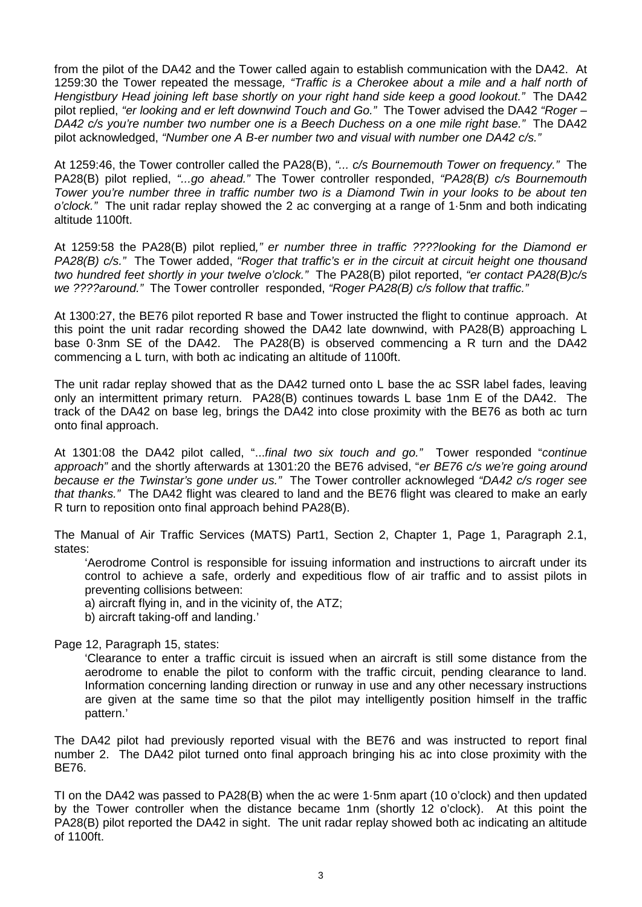from the pilot of the DA42 and the Tower called again to establish communication with the DA42. At 1259:30 the Tower repeated the message*, "Traffic is a Cherokee about a mile and a half north of Hengistbury Head joining left base shortly on your right hand side keep a good lookout."* The DA42 pilot replied, *"er looking and er left downwind Touch and Go."* The Tower advised the DA42 *"Roger – DA42 c/s you're number two number one is a Beech Duchess on a one mile right base."* The DA42 pilot acknowledged, *"Number one A B-er number two and visual with number one DA42 c/s."*

At 1259:46, the Tower controller called the PA28(B), *"... c/s Bournemouth Tower on frequency."* The PA28(B) pilot replied, *"...go ahead."* The Tower controller responded, *"PA28(B) c/s Bournemouth Tower you're number three in traffic number two is a Diamond Twin in your looks to be about ten o'clock."* The unit radar replay showed the 2 ac converging at a range of 1·5nm and both indicating altitude 1100ft.

At 1259:58 the PA28(B) pilot replied*," er number three in traffic ????looking for the Diamond er PA28(B) c/s."* The Tower added, *"Roger that traffic's er in the circuit at circuit height one thousand two hundred feet shortly in your twelve o'clock."* The PA28(B) pilot reported, *"er contact PA28(B)c/s we ????around."* The Tower controller responded, *"Roger PA28(B) c/s follow that traffic."*

At 1300:27, the BE76 pilot reported R base and Tower instructed the flight to continue approach. At this point the unit radar recording showed the DA42 late downwind, with PA28(B) approaching L base 0·3nm SE of the DA42. The PA28(B) is observed commencing a R turn and the DA42 commencing a L turn, with both ac indicating an altitude of 1100ft.

The unit radar replay showed that as the DA42 turned onto L base the ac SSR label fades, leaving only an intermittent primary return. PA28(B) continues towards L base 1nm E of the DA42. The track of the DA42 on base leg, brings the DA42 into close proximity with the BE76 as both ac turn onto final approach.

At 1301:08 the DA42 pilot called, "...*final two six touch and go."* Tower responded "*continue approach"* and the shortly afterwards at 1301:20 the BE76 advised, "*er BE76 c/s we're going around because er the Twinstar's gone under us."* The Tower controller acknowleged *"DA42 c/s roger see that thanks."* The DA42 flight was cleared to land and the BE76 flight was cleared to make an early R turn to reposition onto final approach behind PA28(B).

The Manual of Air Traffic Services (MATS) Part1, Section 2, Chapter 1, Page 1, Paragraph 2.1, states:

> 'Aerodrome Control is responsible for issuing information and instructions to aircraft under its control to achieve a safe, orderly and expeditious flow of air traffic and to assist pilots in preventing collisions between:
>
> a) aircraft flying in, and in the vicinity of, the ATZ;
>
> b) aircraft taking-off and landing.'

Page 12, Paragraph 15, states:

> 'Clearance to enter a traffic circuit is issued when an aircraft is still some distance from the aerodrome to enable the pilot to conform with the traffic circuit, pending clearance to land. Information concerning landing direction or runway in use and any other necessary instructions are given at the same time so that the pilot may intelligently position himself in the traffic pattern.'

The DA42 pilot had previously reported visual with the BE76 and was instructed to report final number 2. The DA42 pilot turned onto final approach bringing his ac into close proximity with the BE76.

TI on the DA42 was passed to PA28(B) when the ac were 1·5nm apart (10 o'clock) and then updated by the Tower controller when the distance became 1nm (shortly 12 o'clock). At this point the PA28(B) pilot reported the DA42 in sight. The unit radar replay showed both ac indicating an altitude of 1100ft.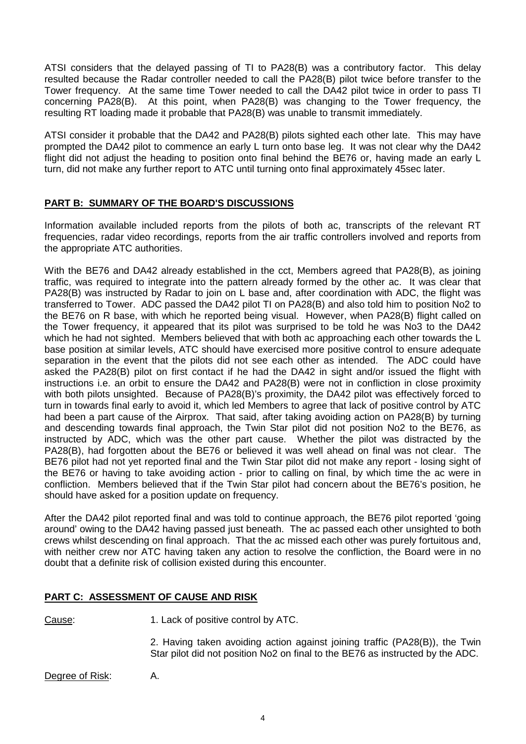ATSI considers that the delayed passing of TI to PA28(B) was a contributory factor. This delay resulted because the Radar controller needed to call the PA28(B) pilot twice before transfer to the Tower frequency. At the same time Tower needed to call the DA42 pilot twice in order to pass TI concerning PA28(B). At this point, when PA28(B) was changing to the Tower frequency, the resulting RT loading made it probable that PA28(B) was unable to transmit immediately.

ATSI consider it probable that the DA42 and PA28(B) pilots sighted each other late. This may have prompted the DA42 pilot to commence an early L turn onto base leg. It was not clear why the DA42 flight did not adjust the heading to position onto final behind the BE76 or, having made an early L turn, did not make any further report to ATC until turning onto final approximately 45sec later.

## PART B: SUMMARY OF THE BOARD'S DISCUSSIONS

Information available included reports from the pilots of both ac, transcripts of the relevant RT frequencies, radar video recordings, reports from the air traffic controllers involved and reports from the appropriate ATC authorities.

With the BE76 and DA42 already established in the cct, Members agreed that PA28(B), as joining traffic, was required to integrate into the pattern already formed by the other ac. It was clear that PA28(B) was instructed by Radar to join on L base and, after coordination with ADC, the flight was transferred to Tower. ADC passed the DA42 pilot TI on PA28(B) and also told him to position No2 to the BE76 on R base, with which he reported being visual. However, when PA28(B) flight called on the Tower frequency, it appeared that its pilot was surprised to be told he was No3 to the DA42 which he had not sighted. Members believed that with both ac approaching each other towards the L base position at similar levels, ATC should have exercised more positive control to ensure adequate separation in the event that the pilots did not see each other as intended. The ADC could have asked the PA28(B) pilot on first contact if he had the DA42 in sight and/or issued the flight with instructions i.e. an orbit to ensure the DA42 and PA28(B) were not in confliction in close proximity with both pilots unsighted. Because of PA28(B)'s proximity, the DA42 pilot was effectively forced to turn in towards final early to avoid it, which led Members to agree that lack of positive control by ATC had been a part cause of the Airprox. That said, after taking avoiding action on PA28(B) by turning and descending towards final approach, the Twin Star pilot did not position No2 to the BE76, as instructed by ADC, which was the other part cause. Whether the pilot was distracted by the PA28(B), had forgotten about the BE76 or believed it was well ahead on final was not clear. The BE76 pilot had not yet reported final and the Twin Star pilot did not make any report - losing sight of the BE76 or having to take avoiding action - prior to calling on final, by which time the ac were in confliction. Members believed that if the Twin Star pilot had concern about the BE76's position, he should have asked for a position update on frequency.

After the DA42 pilot reported final and was told to continue approach, the BE76 pilot reported 'going around' owing to the DA42 having passed just beneath. The ac passed each other unsighted to both crews whilst descending on final approach. That the ac missed each other was purely fortuitous and, with neither crew nor ATC having taken any action to resolve the confliction, the Board were in no doubt that a definite risk of collision existed during this encounter.

## PART C: ASSESSMENT OF CAUSE AND RISK

Cause: 1. Lack of positive control by ATC.

2. Having taken avoiding action against joining traffic (PA28(B)), the Twin Star pilot did not position No2 on final to the BE76 as instructed by the ADC.

Degree of Risk: A.